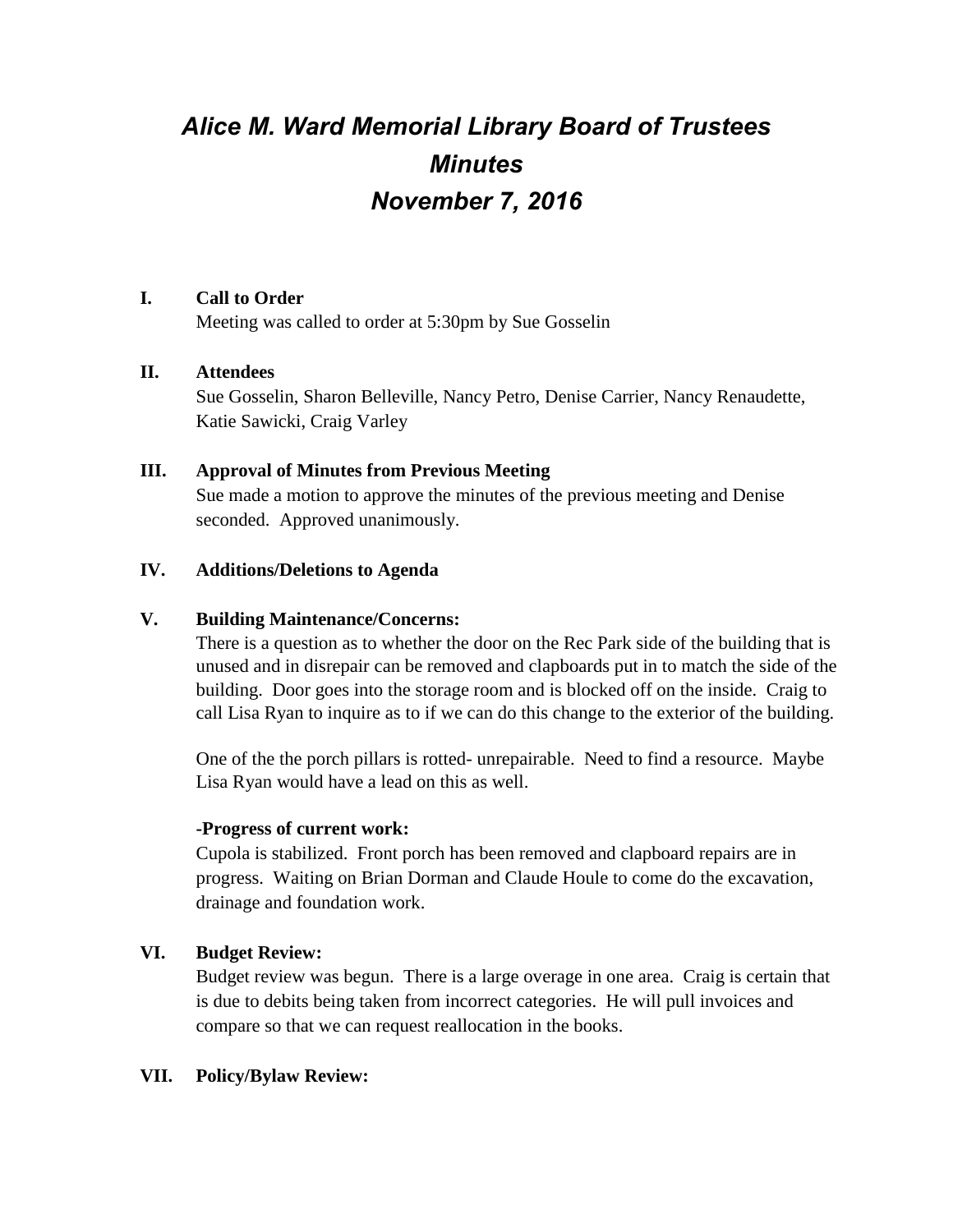# *Alice M. Ward Memorial Library Board of Trustees Minutes*
# *November 7, 2016*

**I. Call to Order**

Meeting was called to order at 5:30pm by Sue Gosselin

**II. Attendees**

Sue Gosselin, Sharon Belleville, Nancy Petro, Denise Carrier, Nancy Renaudette, Katie Sawicki, Craig Varley

**III. Approval of Minutes from Previous Meeting**

Sue made a motion to approve the minutes of the previous meeting and Denise seconded. Approved unanimously.

**IV. Additions/Deletions to Agenda**

**V. Building Maintenance/Concerns:**

There is a question as to whether the door on the Rec Park side of the building that is unused and in disrepair can be removed and clapboards put in to match the side of the building. Door goes into the storage room and is blocked off on the inside. Craig to call Lisa Ryan to inquire as to if we can do this change to the exterior of the building.

One of the the porch pillars is rotted- unrepairable. Need to find a resource. Maybe Lisa Ryan would have a lead on this as well.

**-Progress of current work:**

Cupola is stabilized. Front porch has been removed and clapboard repairs are in progress. Waiting on Brian Dorman and Claude Houle to come do the excavation, drainage and foundation work.

**VI. Budget Review:**

Budget review was begun. There is a large overage in one area. Craig is certain that is due to debits being taken from incorrect categories. He will pull invoices and compare so that we can request reallocation in the books.

**VII. Policy/Bylaw Review:**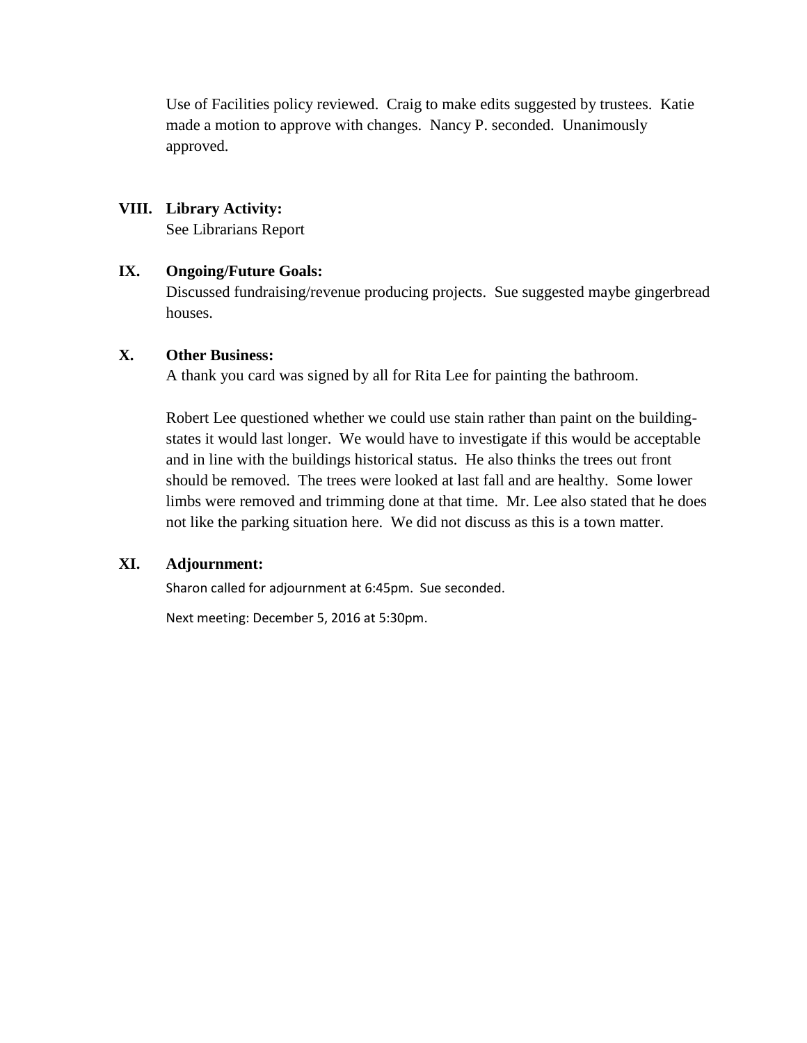Use of Facilities policy reviewed. Craig to make edits suggested by trustees. Katie made a motion to approve with changes. Nancy P. seconded. Unanimously approved.

**VIII. Library Activity:**

See Librarians Report

**IX. Ongoing/Future Goals:**

Discussed fundraising/revenue producing projects. Sue suggested maybe gingerbread houses.

**X. Other Business:**

A thank you card was signed by all for Rita Lee for painting the bathroom.

Robert Lee questioned whether we could use stain rather than paint on the building- states it would last longer. We would have to investigate if this would be acceptable and in line with the buildings historical status. He also thinks the trees out front should be removed. The trees were looked at last fall and are healthy. Some lower limbs were removed and trimming done at that time. Mr. Lee also stated that he does not like the parking situation here. We did not discuss as this is a town matter.

**XI. Adjournment:**

Sharon called for adjournment at 6:45pm. Sue seconded.

Next meeting: December 5, 2016 at 5:30pm.